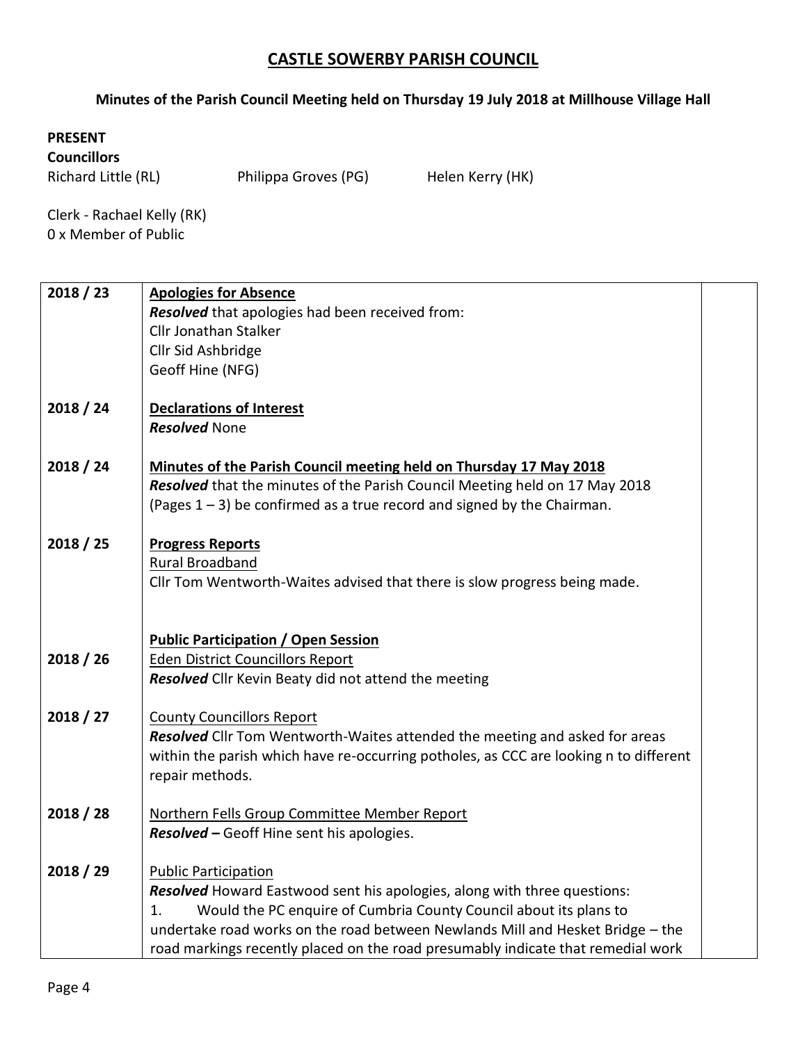# CASTLE SOWERBY PARISH COUNCIL

## Minutes of the Parish Council Meeting held on Thursday 19 July 2018 at Millhouse Village Hall

**PRESENT**
**Councillors**
Richard Little (RL) Philippa Groves (PG) Helen Kerry (HK)

Clerk - Rachael Kelly (RK)
0 x Member of Public

| | | |
|---|---|---|
| **2018 / 23** | **Apologies for Absence**<br>***Resolved*** that apologies had been received from:<br>Cllr Jonathan Stalker<br>Cllr Sid Ashbridge<br>Geoff Hine (NFG) | |
| **2018 / 24** | **Declarations of Interest**<br>***Resolved*** None | |
| **2018 / 24** | **Minutes of the Parish Council meeting held on Thursday 17 May 2018**<br>***Resolved*** that the minutes of the Parish Council Meeting held on 17 May 2018 (Pages 1 – 3) be confirmed as a true record and signed by the Chairman. | |
| **2018 / 25** | **Progress Reports**<br>Rural Broadband<br>Cllr Tom Wentworth-Waites advised that there is slow progress being made. | |
| | **Public Participation / Open Session** | |
| **2018 / 26** | Eden District Councillors Report<br>***Resolved*** Cllr Kevin Beaty did not attend the meeting | |
| **2018 / 27** | County Councillors Report<br>***Resolved*** Cllr Tom Wentworth-Waites attended the meeting and asked for areas within the parish which have re-occurring potholes, as CCC are looking n to different repair methods. | |
| **2018 / 28** | Northern Fells Group Committee Member Report<br>***Resolved –*** Geoff Hine sent his apologies. | |
| **2018 / 29** | Public Participation<br>***Resolved*** Howard Eastwood sent his apologies, along with three questions:<br>1. Would the PC enquire of Cumbria County Council about its plans to undertake road works on the road between Newlands Mill and Hesket Bridge – the road markings recently placed on the road presumably indicate that remedial work | |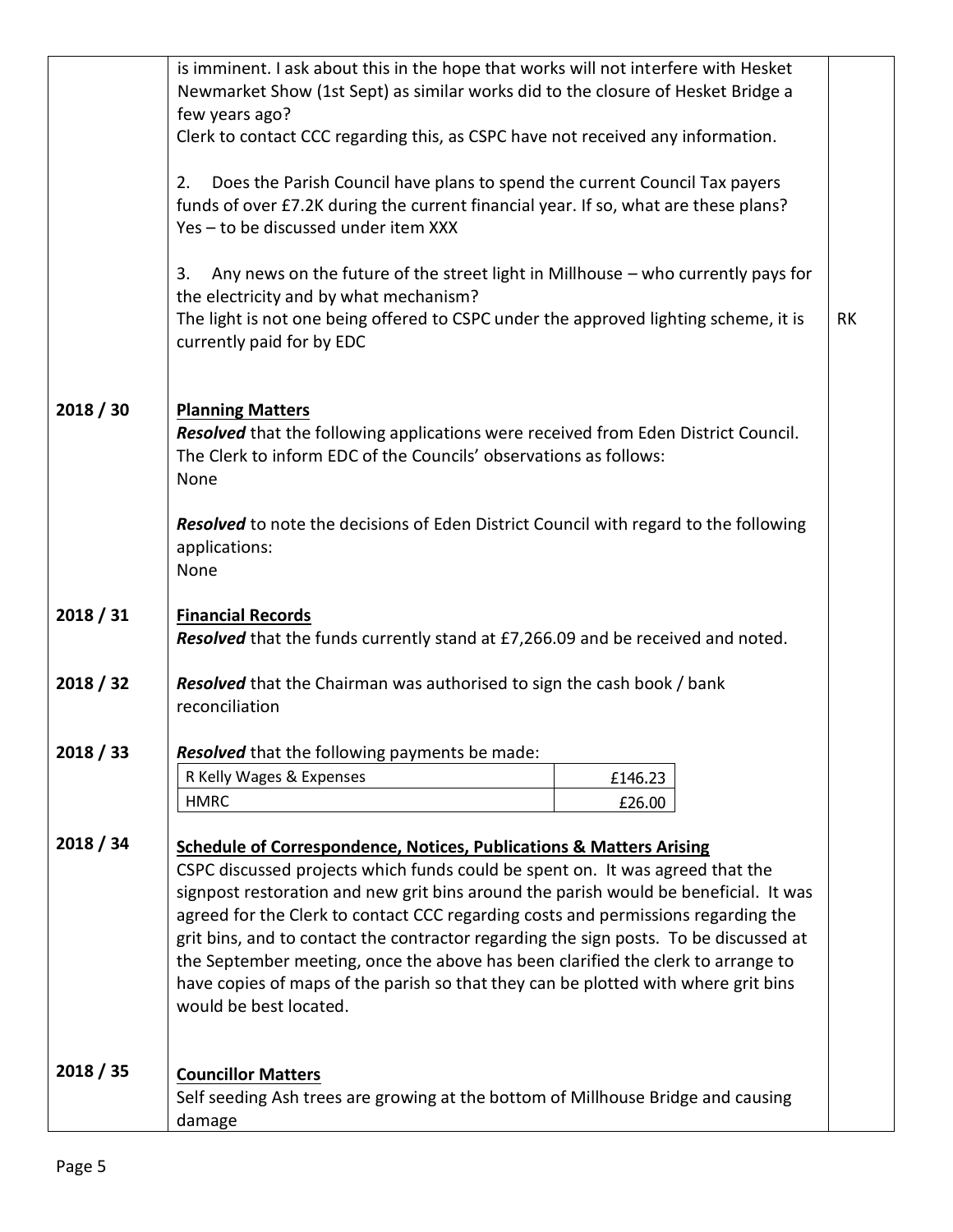| | | |
|---|---|---|
| | is imminent. I ask about this in the hope that works will not interfere with Hesket Newmarket Show (1st Sept) as similar works did to the closure of Hesket Bridge a few years ago?<br>Clerk to contact CCC regarding this, as CSPC have not received any information.<br><br>2. Does the Parish Council have plans to spend the current Council Tax payers funds of over £7.2K during the current financial year. If so, what are these plans?<br>Yes – to be discussed under item XXX<br><br>3. Any news on the future of the street light in Millhouse – who currently pays for the electricity and by what mechanism?<br>The light is not one being offered to CSPC under the approved lighting scheme, it is currently paid for by EDC | RK |
| **2018 / 30** | **Planning Matters**<br>***Resolved*** that the following applications were received from Eden District Council. The Clerk to inform EDC of the Councils' observations as follows:<br>None<br><br>***Resolved*** to note the decisions of Eden District Council with regard to the following applications:<br>None | |
| **2018 / 31** | **Financial Records**<br>***Resolved*** that the funds currently stand at £7,266.09 and be received and noted. | |
| **2018 / 32** | ***Resolved*** that the Chairman was authorised to sign the cash book / bank reconciliation | |
| **2018 / 33** | ***Resolved*** that the following payments be made:<br>R Kelly Wages & Expenses — £146.23<br>HMRC — £26.00 | |
| **2018 / 34** | **Schedule of Correspondence, Notices, Publications & Matters Arising**<br>CSPC discussed projects which funds could be spent on. It was agreed that the signpost restoration and new grit bins around the parish would be beneficial. It was agreed for the Clerk to contact CCC regarding costs and permissions regarding the grit bins, and to contact the contractor regarding the sign posts. To be discussed at the September meeting, once the above has been clarified the clerk to arrange to have copies of maps of the parish so that they can be plotted with where grit bins would be best located. | |
| **2018 / 35** | **Councillor Matters**<br>Self seeding Ash trees are growing at the bottom of Millhouse Bridge and causing damage | |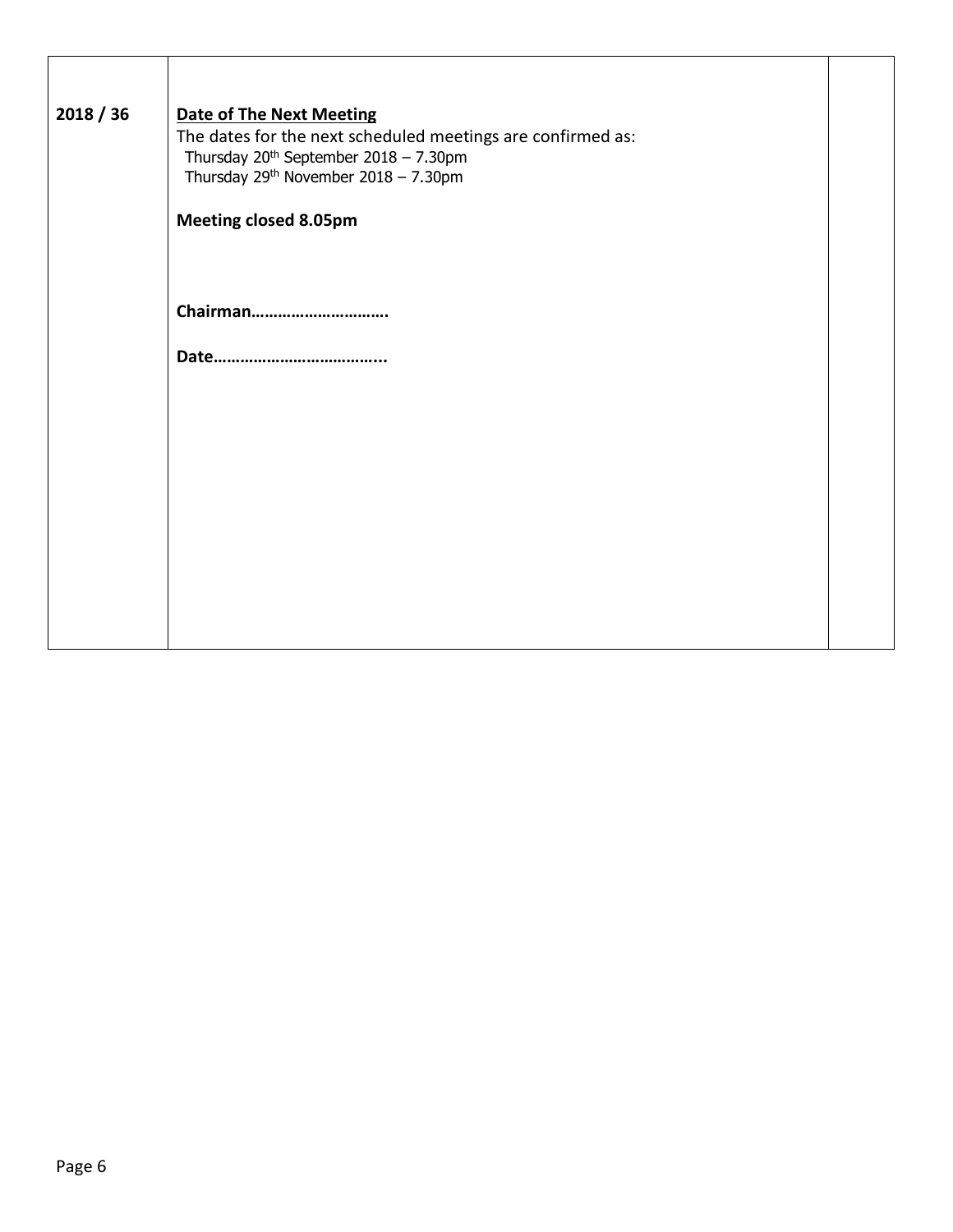| | | |
|---|---|---|
| **2018 / 36** | **<u>Date of The Next Meeting</u>**<br>The dates for the next scheduled meetings are confirmed as:<br>Thursday 20th September 2018 – 7.30pm<br>Thursday 29th November 2018 – 7.30pm<br><br>**Meeting closed 8.05pm**<br><br>**Chairman………………………..**<br><br>**Date………………………………..** | |